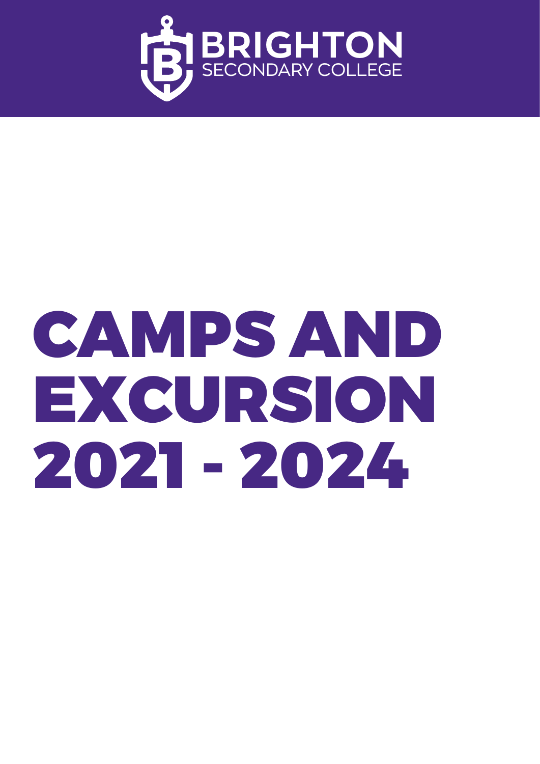BRIGHTON
SECONDARY COLLEGE

# CAMPS AND EXCURSION 2021 - 2024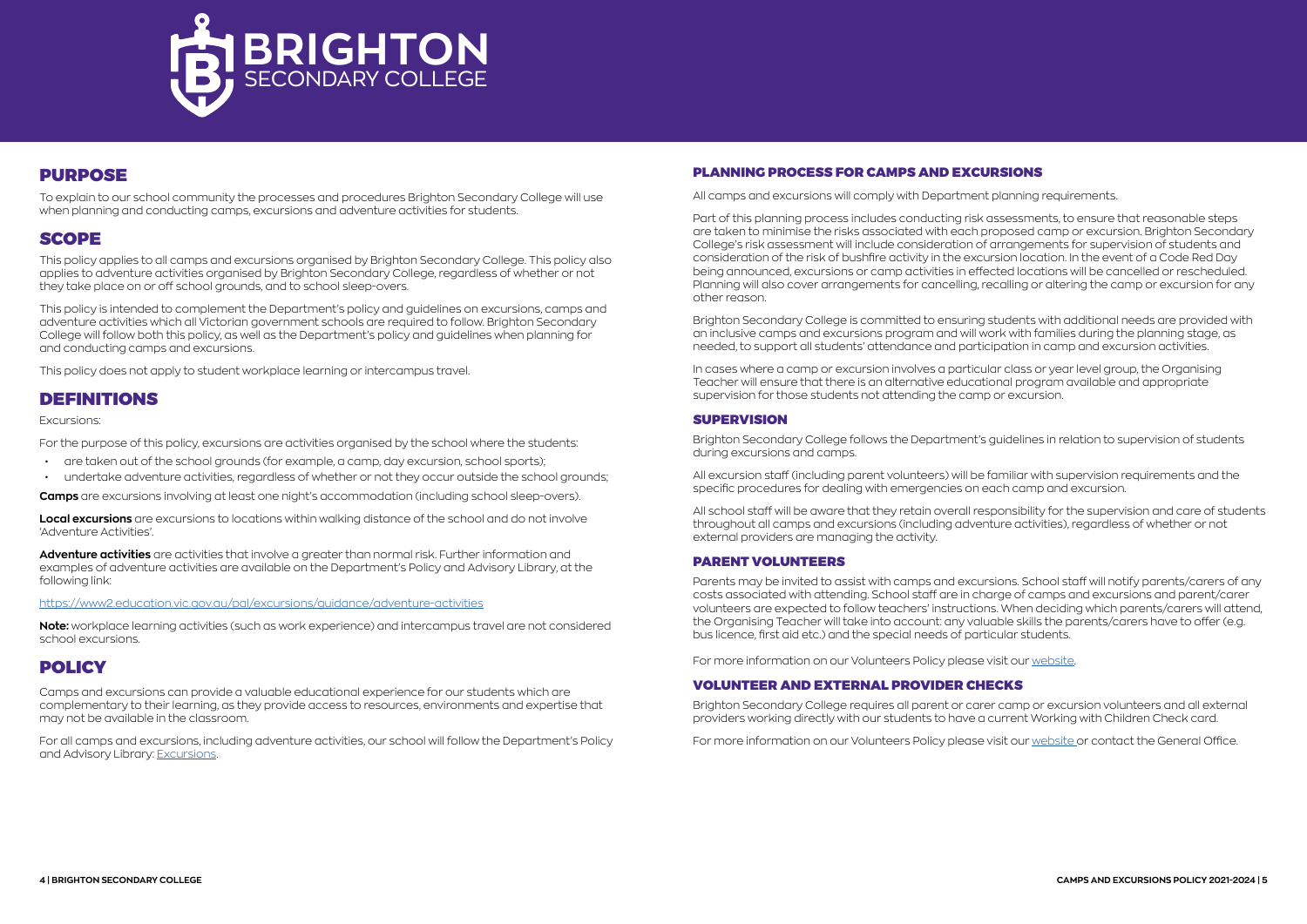## PURPOSE

To explain to our school community the processes and procedures Brighton Secondary College will use when planning and conducting camps, excursions and adventure activities for students.

## SCOPE

This policy applies to all camps and excursions organised by Brighton Secondary College. This policy also applies to adventure activities organised by Brighton Secondary College, regardless of whether or not they take place on or off school grounds, and to school sleep-overs.

This policy is intended to complement the Department's policy and guidelines on excursions, camps and adventure activities which all Victorian government schools are required to follow. Brighton Secondary College will follow both this policy, as well as the Department's policy and guidelines when planning for and conducting camps and excursions.

This policy does not apply to student workplace learning or intercampus travel.

## DEFINITIONS

Excursions:

For the purpose of this policy, excursions are activities organised by the school where the students:

- are taken out of the school grounds (for example, a camp, day excursion, school sports);
- undertake adventure activities, regardless of whether or not they occur outside the school grounds;

**Camps** are excursions involving at least one night's accommodation (including school sleep-overs).

**Local excursions** are excursions to locations within walking distance of the school and do not involve 'Adventure Activities'.

**Adventure activities** are activities that involve a greater than normal risk. Further information and examples of adventure activities are available on the Department's Policy and Advisory Library, at the following link:

https://www2.education.vic.gov.au/pal/excursions/guidance/adventure-activities

**Note:** workplace learning activities (such as work experience) and intercampus travel are not considered school excursions.

## POLICY

Camps and excursions can provide a valuable educational experience for our students which are complementary to their learning, as they provide access to resources, environments and expertise that may not be available in the classroom.

For all camps and excursions, including adventure activities, our school will follow the Department's Policy and Advisory Library: Excursions.

### PLANNING PROCESS FOR CAMPS AND EXCURSIONS

All camps and excursions will comply with Department planning requirements.

Part of this planning process includes conducting risk assessments, to ensure that reasonable steps are taken to minimise the risks associated with each proposed camp or excursion. Brighton Secondary College's risk assessment will include consideration of arrangements for supervision of students and consideration of the risk of bushfire activity in the excursion location. In the event of a Code Red Day being announced, excursions or camp activities in effected locations will be cancelled or rescheduled. Planning will also cover arrangements for cancelling, recalling or altering the camp or excursion for any other reason.

Brighton Secondary College is committed to ensuring students with additional needs are provided with an inclusive camps and excursions program and will work with families during the planning stage, as needed, to support all students' attendance and participation in camp and excursion activities.

In cases where a camp or excursion involves a particular class or year level group, the Organising Teacher will ensure that there is an alternative educational program available and appropriate supervision for those students not attending the camp or excursion.

### SUPERVISION

Brighton Secondary College follows the Department's guidelines in relation to supervision of students during excursions and camps.

All excursion staff (including parent volunteers) will be familiar with supervision requirements and the specific procedures for dealing with emergencies on each camp and excursion.

All school staff will be aware that they retain overall responsibility for the supervision and care of students throughout all camps and excursions (including adventure activities), regardless of whether or not external providers are managing the activity.

### PARENT VOLUNTEERS

Parents may be invited to assist with camps and excursions. School staff will notify parents/carers of any costs associated with attending. School staff are in charge of camps and excursions and parent/carer volunteers are expected to follow teachers' instructions. When deciding which parents/carers will attend, the Organising Teacher will take into account: any valuable skills the parents/carers have to offer (e.g. bus licence, first aid etc.) and the special needs of particular students.

For more information on our Volunteers Policy please visit our website.

### VOLUNTEER AND EXTERNAL PROVIDER CHECKS

Brighton Secondary College requires all parent or carer camp or excursion volunteers and all external providers working directly with our students to have a current Working with Children Check card.

For more information on our Volunteers Policy please visit our website or contact the General Office.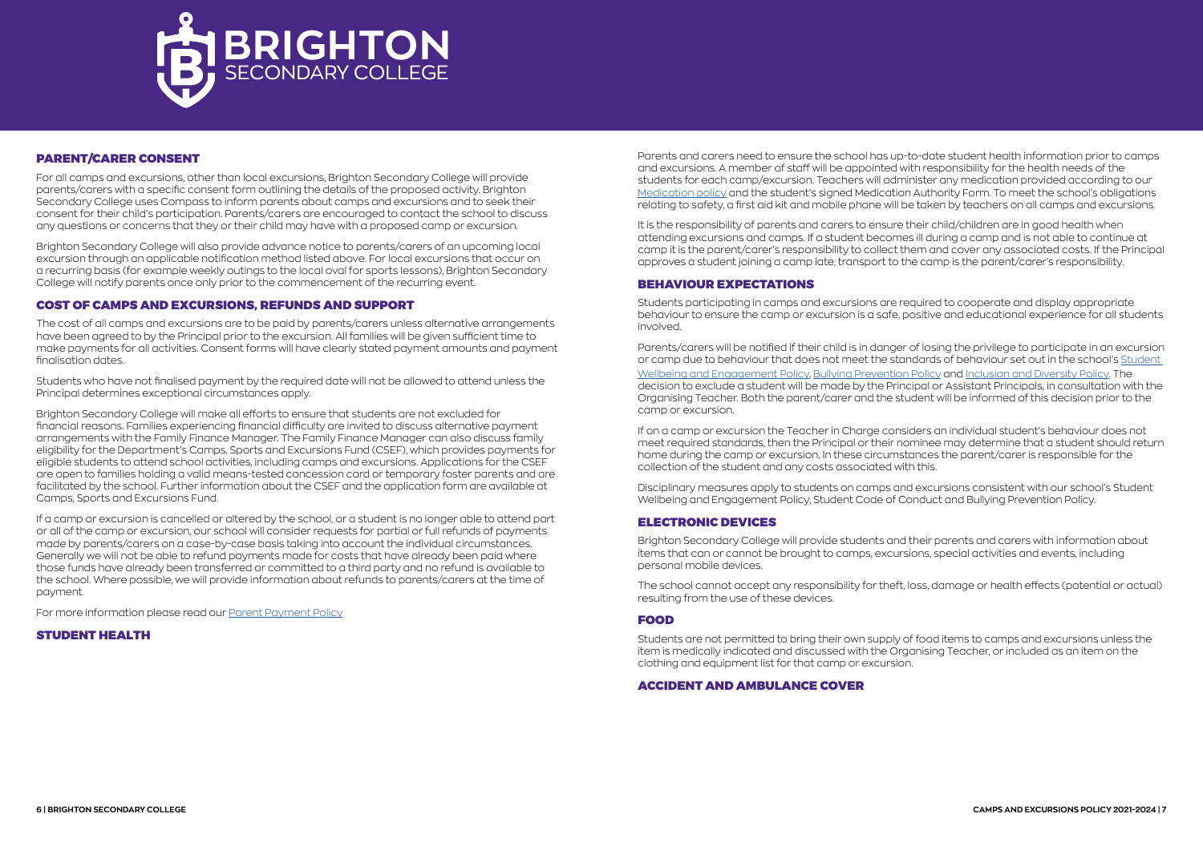## PARENT/CARER CONSENT

For all camps and excursions, other than local excursions, Brighton Secondary College will provide parents/carers with a specific consent form outlining the details of the proposed activity. Brighton Secondary College uses Compass to inform parents about camps and excursions and to seek their consent for their child's participation. Parents/carers are encouraged to contact the school to discuss any questions or concerns that they or their child may have with a proposed camp or excursion.

Brighton Secondary College will also provide advance notice to parents/carers of an upcoming local excursion through an applicable notification method listed above. For local excursions that occur on a recurring basis (for example weekly outings to the local oval for sports lessons), Brighton Secondary College will notify parents once only prior to the commencement of the recurring event.

## COST OF CAMPS AND EXCURSIONS, REFUNDS AND SUPPORT

The cost of all camps and excursions are to be paid by parents/carers unless alternative arrangements have been agreed to by the Principal prior to the excursion. All families will be given sufficient time to make payments for all activities. Consent forms will have clearly stated payment amounts and payment finalisation dates.

Students who have not finalised payment by the required date will not be allowed to attend unless the Principal determines exceptional circumstances apply.

Brighton Secondary College will make all efforts to ensure that students are not excluded for financial reasons. Families experiencing financial difficulty are invited to discuss alternative payment arrangements with the Family Finance Manager. The Family Finance Manager can also discuss family eligibility for the Department's Camps, Sports and Excursions Fund (CSEF), which provides payments for eligible students to attend school activities, including camps and excursions. Applications for the CSEF are open to families holding a valid means-tested concession card or temporary foster parents and are facilitated by the school. Further information about the CSEF and the application form are available at Camps, Sports and Excursions Fund.

If a camp or excursion is cancelled or altered by the school, or a student is no longer able to attend part or all of the camp or excursion, our school will consider requests for partial or full refunds of payments made by parents/carers on a case-by-case basis taking into account the individual circumstances. Generally we will not be able to refund payments made for costs that have already been paid where those funds have already been transferred or committed to a third party and no refund is available to the school. Where possible, we will provide information about refunds to parents/carers at the time of payment.

For more information please read our Parent Payment Policy

## STUDENT HEALTH

Parents and carers need to ensure the school has up-to-date student health information prior to camps and excursions. A member of staff will be appointed with responsibility for the health needs of the students for each camp/excursion. Teachers will administer any medication provided according to our Medication policy and the student's signed Medication Authority Form. To meet the school's obligations relating to safety, a first aid kit and mobile phone will be taken by teachers on all camps and excursions.

It is the responsibility of parents and carers to ensure their child/children are in good health when attending excursions and camps. If a student becomes ill during a camp and is not able to continue at camp it is the parent/carer's responsibility to collect them and cover any associated costs. If the Principal approves a student joining a camp late, transport to the camp is the parent/carer's responsibility.

## BEHAVIOUR EXPECTATIONS

Students participating in camps and excursions are required to cooperate and display appropriate behaviour to ensure the camp or excursion is a safe, positive and educational experience for all students involved.

Parents/carers will be notified if their child is in danger of losing the privilege to participate in an excursion or camp due to behaviour that does not meet the standards of behaviour set out in the school's Student Wellbeing and Engagement Policy, Bullying Prevention Policy and Inclusion and Diversity Policy. The decision to exclude a student will be made by the Principal or Assistant Principals, in consultation with the Organising Teacher. Both the parent/carer and the student will be informed of this decision prior to the camp or excursion.

If on a camp or excursion the Teacher in Charge considers an individual student's behaviour does not meet required standards, then the Principal or their nominee may determine that a student should return home during the camp or excursion. In these circumstances the parent/carer is responsible for the collection of the student and any costs associated with this.

Disciplinary measures apply to students on camps and excursions consistent with our school's Student Wellbeing and Engagement Policy, Student Code of Conduct and Bullying Prevention Policy.

## ELECTRONIC DEVICES

Brighton Secondary College will provide students and their parents and carers with information about items that can or cannot be brought to camps, excursions, special activities and events, including personal mobile devices.

The school cannot accept any responsibility for theft, loss, damage or health effects (potential or actual) resulting from the use of these devices.

## FOOD

Students are not permitted to bring their own supply of food items to camps and excursions unless the item is medically indicated and discussed with the Organising Teacher, or included as an item on the clothing and equipment list for that camp or excursion.

## ACCIDENT AND AMBULANCE COVER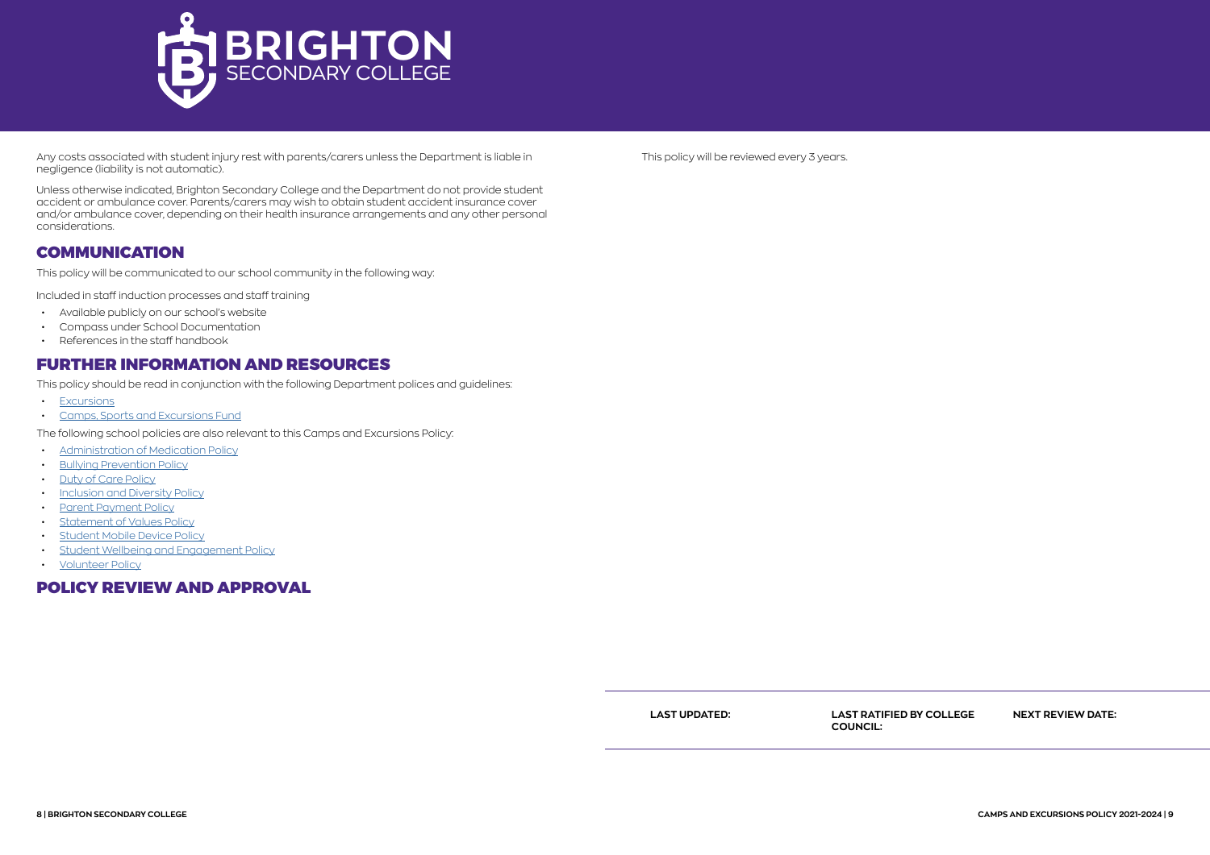Any costs associated with student injury rest with parents/carers unless the Department is liable in negligence (liability is not automatic).

Unless otherwise indicated, Brighton Secondary College and the Department do not provide student accident or ambulance cover. Parents/carers may wish to obtain student accident insurance cover and/or ambulance cover, depending on their health insurance arrangements and any other personal considerations.

## COMMUNICATION

This policy will be communicated to our school community in the following way:

Included in staff induction processes and staff training

- Available publicly on our school's website
- Compass under School Documentation
- References in the staff handbook

## FURTHER INFORMATION AND RESOURCES

This policy should be read in conjunction with the following Department polices and guidelines:

- Excursions
- Camps, Sports and Excursions Fund

The following school policies are also relevant to this Camps and Excursions Policy:

- Administration of Medication Policy
- Bullying Prevention Policy
- Duty of Care Policy
- Inclusion and Diversity Policy
- Parent Payment Policy
- Statement of Values Policy
- Student Mobile Device Policy
- Student Wellbeing and Engagement Policy
- Volunteer Policy

## POLICY REVIEW AND APPROVAL

This policy will be reviewed every 3 years.

| LAST UPDATED: | LAST RATIFIED BY COLLEGE COUNCIL: | NEXT REVIEW DATE: |
| --- | --- | --- |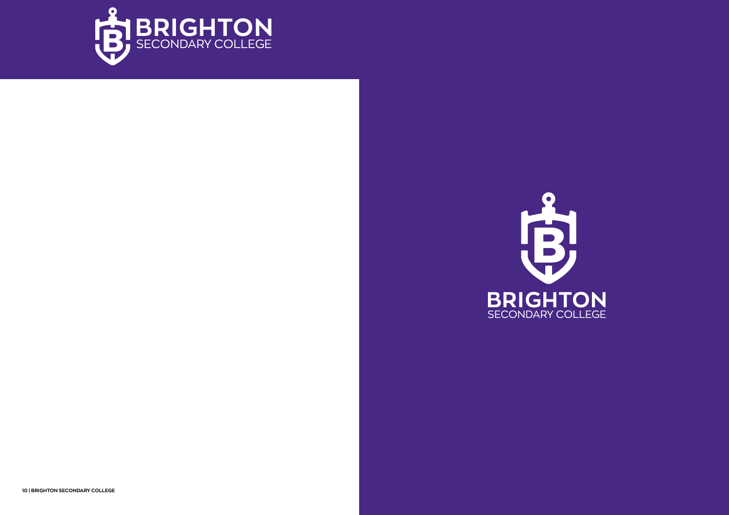BRIGHTON
SECONDARY COLLEGE

BRIGHTON
SECONDARY COLLEGE